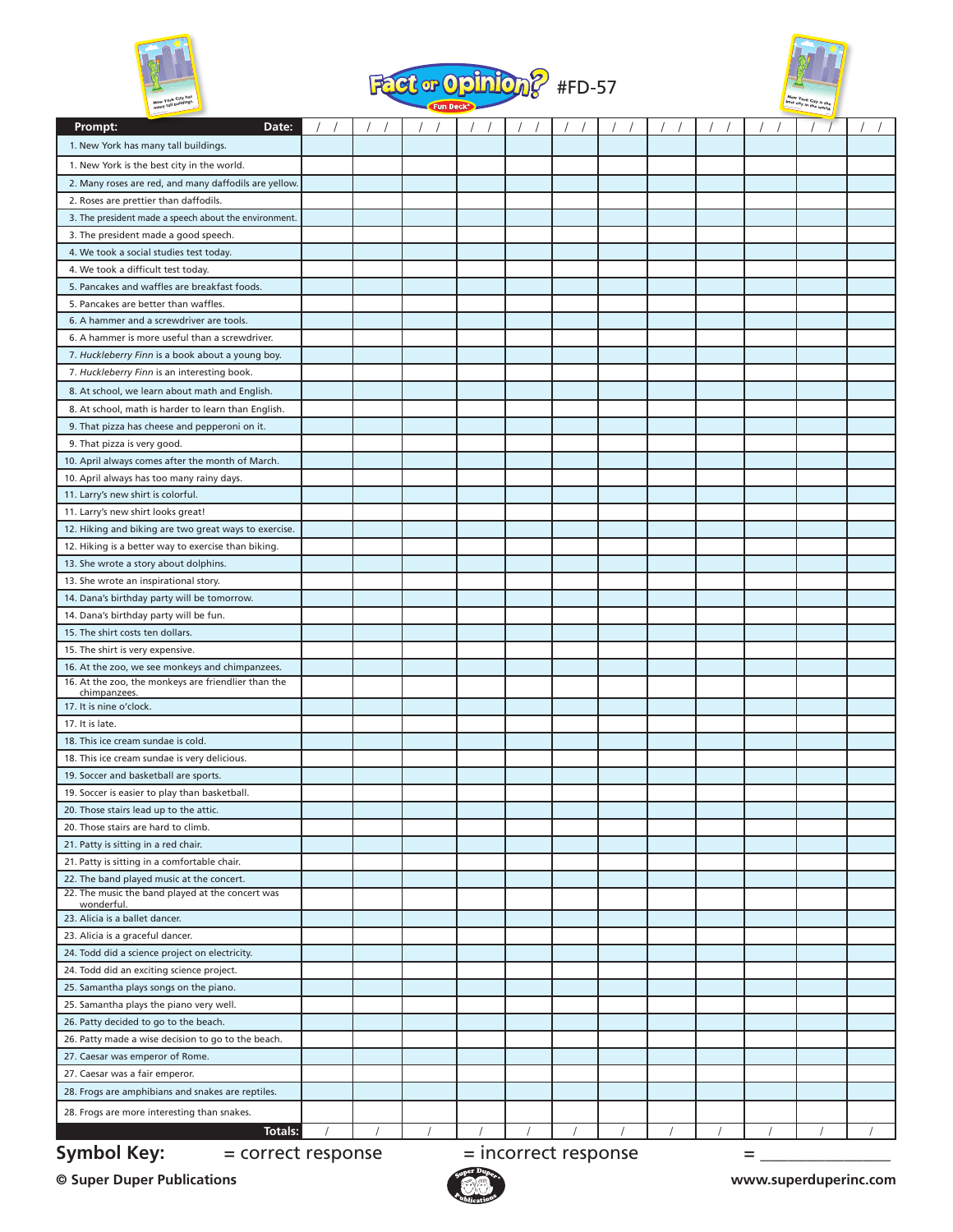# Fact or Opinion? Fun Deck® #FD-57

| Prompt: Date: | / / | / / | / / | / / | / / | / / | / / | / / | / / | / / | / / | / / |
|---|---|---|---|---|---|---|---|---|---|---|---|---|
| 1. New York has many tall buildings. | | | | | | | | | | | | |
| 1. New York is the best city in the world. | | | | | | | | | | | | |
| 2. Many roses are red, and many daffodils are yellow. | | | | | | | | | | | | |
| 2. Roses are prettier than daffodils. | | | | | | | | | | | | |
| 3. The president made a speech about the environment. | | | | | | | | | | | | |
| 3. The president made a good speech. | | | | | | | | | | | | |
| 4. We took a social studies test today. | | | | | | | | | | | | |
| 4. We took a difficult test today. | | | | | | | | | | | | |
| 5. Pancakes and waffles are breakfast foods. | | | | | | | | | | | | |
| 5. Pancakes are better than waffles. | | | | | | | | | | | | |
| 6. A hammer and a screwdriver are tools. | | | | | | | | | | | | |
| 6. A hammer is more useful than a screwdriver. | | | | | | | | | | | | |
| 7. *Huckleberry Finn* is a book about a young boy. | | | | | | | | | | | | |
| 7. *Huckleberry Finn* is an interesting book. | | | | | | | | | | | | |
| 8. At school, we learn about math and English. | | | | | | | | | | | | |
| 8. At school, math is harder to learn than English. | | | | | | | | | | | | |
| 9. That pizza has cheese and pepperoni on it. | | | | | | | | | | | | |
| 9. That pizza is very good. | | | | | | | | | | | | |
| 10. April always comes after the month of March. | | | | | | | | | | | | |
| 10. April always has too many rainy days. | | | | | | | | | | | | |
| 11. Larry's new shirt is colorful. | | | | | | | | | | | | |
| 11. Larry's new shirt looks great! | | | | | | | | | | | | |
| 12. Hiking and biking are two great ways to exercise. | | | | | | | | | | | | |
| 12. Hiking is a better way to exercise than biking. | | | | | | | | | | | | |
| 13. She wrote a story about dolphins. | | | | | | | | | | | | |
| 13. She wrote an inspirational story. | | | | | | | | | | | | |
| 14. Dana's birthday party will be tomorrow. | | | | | | | | | | | | |
| 14. Dana's birthday party will be fun. | | | | | | | | | | | | |
| 15. The shirt costs ten dollars. | | | | | | | | | | | | |
| 15. The shirt is very expensive. | | | | | | | | | | | | |
| 16. At the zoo, we see monkeys and chimpanzees. | | | | | | | | | | | | |
| 16. At the zoo, the monkeys are friendlier than the chimpanzees. | | | | | | | | | | | | |
| 17. It is nine o'clock. | | | | | | | | | | | | |
| 17. It is late. | | | | | | | | | | | | |
| 18. This ice cream sundae is cold. | | | | | | | | | | | | |
| 18. This ice cream sundae is very delicious. | | | | | | | | | | | | |
| 19. Soccer and basketball are sports. | | | | | | | | | | | | |
| 19. Soccer is easier to play than basketball. | | | | | | | | | | | | |
| 20. Those stairs lead up to the attic. | | | | | | | | | | | | |
| 20. Those stairs are hard to climb. | | | | | | | | | | | | |
| 21. Patty is sitting in a red chair. | | | | | | | | | | | | |
| 21. Patty is sitting in a comfortable chair. | | | | | | | | | | | | |
| 22. The band played music at the concert. | | | | | | | | | | | | |
| 22. The music the band played at the concert was wonderful. | | | | | | | | | | | | |
| 23. Alicia is a ballet dancer. | | | | | | | | | | | | |
| 23. Alicia is a graceful dancer. | | | | | | | | | | | | |
| 24. Todd did a science project on electricity. | | | | | | | | | | | | |
| 24. Todd did an exciting science project. | | | | | | | | | | | | |
| 25. Samantha plays songs on the piano. | | | | | | | | | | | | |
| 25. Samantha plays the piano very well. | | | | | | | | | | | | |
| 26. Patty decided to go to the beach. | | | | | | | | | | | | |
| 26. Patty made a wise decision to go to the beach. | | | | | | | | | | | | |
| 27. Caesar was emperor of Rome. | | | | | | | | | | | | |
| 27. Caesar was a fair emperor. | | | | | | | | | | | | |
| 28. Frogs are amphibians and snakes are reptiles. | | | | | | | | | | | | |
| 28. Frogs are more interesting than snakes. | | | | | | | | | | | | |
| **Totals:** | / | / | / | / | / | / | / | / | / | / | / | / |

**Symbol Key:** = correct response = incorrect response = _______________

**© Super Duper Publications** www.superduperinc.com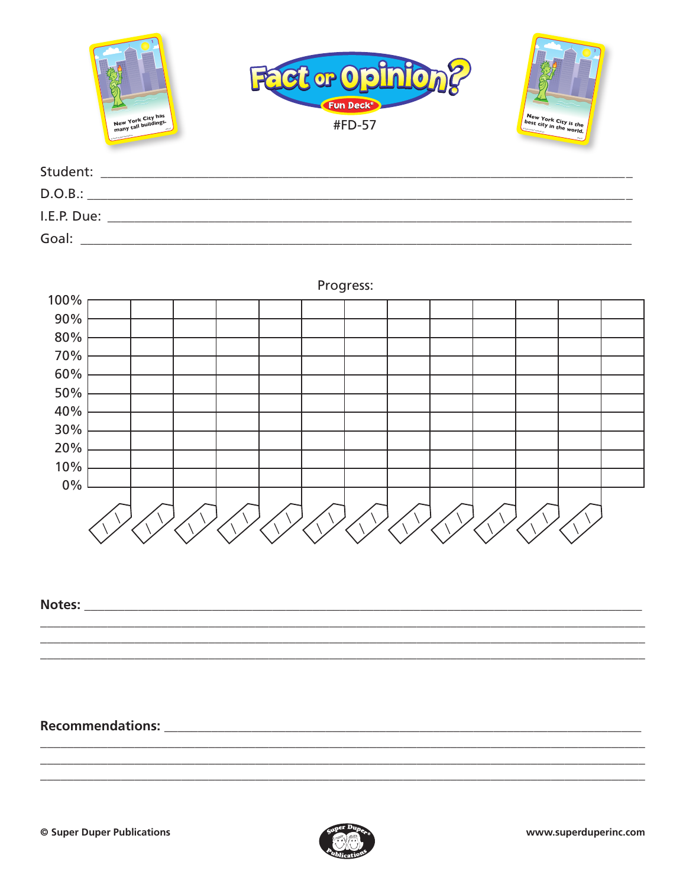# Fact or Opinion?

Fun Deck®

#FD-57

New York City has many tall buildings.

New York City is the best city in the world.

Student: \_\_\_\_\_\_\_\_\_\_\_\_\_\_\_\_\_\_\_\_\_\_\_\_\_\_\_\_\_\_\_\_\_\_\_\_\_\_\_\_

D.O.B.: \_\_\_\_\_\_\_\_\_\_\_\_\_\_\_\_\_\_\_\_\_\_\_\_\_\_\_\_\_\_\_\_\_\_\_\_\_\_\_\_

I.E.P. Due: \_\_\_\_\_\_\_\_\_\_\_\_\_\_\_\_\_\_\_\_\_\_\_\_\_\_\_\_\_\_\_\_\_\_\_\_\_\_\_\_

Goal: \_\_\_\_\_\_\_\_\_\_\_\_\_\_\_\_\_\_\_\_\_\_\_\_\_\_\_\_\_\_\_\_\_\_\_\_\_\_\_\_

Progress:

100%
90%
80%
70%
60%
50%
40%
30%
20%
10%
0%

**Notes:** \_\_\_\_\_\_\_\_\_\_\_\_\_\_\_\_\_\_\_\_\_\_\_\_\_\_\_\_\_\_\_\_\_\_\_\_\_\_\_\_

\_\_\_\_\_\_\_\_\_\_\_\_\_\_\_\_\_\_\_\_\_\_\_\_\_\_\_\_\_\_\_\_\_\_\_\_\_\_\_\_

\_\_\_\_\_\_\_\_\_\_\_\_\_\_\_\_\_\_\_\_\_\_\_\_\_\_\_\_\_\_\_\_\_\_\_\_\_\_\_\_

\_\_\_\_\_\_\_\_\_\_\_\_\_\_\_\_\_\_\_\_\_\_\_\_\_\_\_\_\_\_\_\_\_\_\_\_\_\_\_\_

**Recommendations:** \_\_\_\_\_\_\_\_\_\_\_\_\_\_\_\_\_\_\_\_\_\_\_\_\_\_\_\_\_\_\_\_\_\_\_\_\_\_\_\_

\_\_\_\_\_\_\_\_\_\_\_\_\_\_\_\_\_\_\_\_\_\_\_\_\_\_\_\_\_\_\_\_\_\_\_\_\_\_\_\_

\_\_\_\_\_\_\_\_\_\_\_\_\_\_\_\_\_\_\_\_\_\_\_\_\_\_\_\_\_\_\_\_\_\_\_\_\_\_\_\_

\_\_\_\_\_\_\_\_\_\_\_\_\_\_\_\_\_\_\_\_\_\_\_\_\_\_\_\_\_\_\_\_\_\_\_\_\_\_\_\_

**© Super Duper Publications** **www.superduperinc.com**